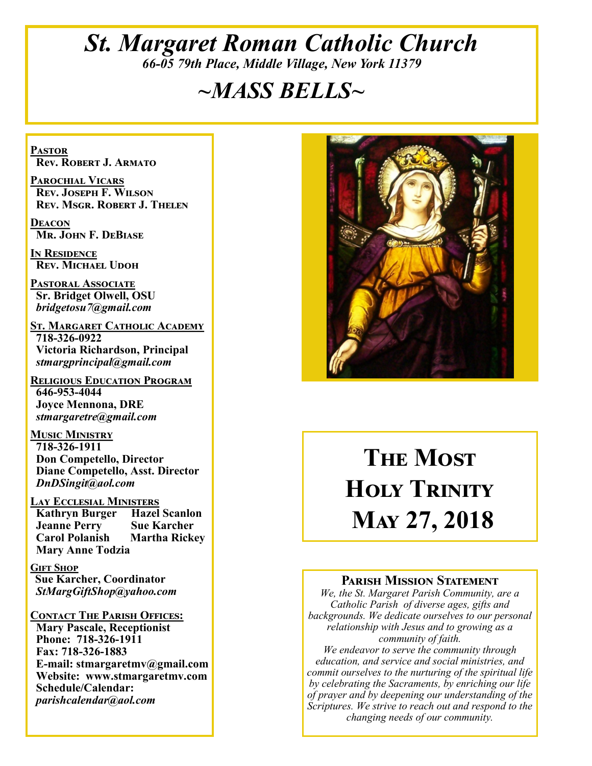# St. Margaret Roman Catholic Church

*66-05 79th Place, Middle Village, New York 11379*

# *~MASS BELLS~*

**PASTOR**
**Rev. Robert J. Armato**

**PAROCHIAL VICARS**
**Rev. Joseph F. Wilson**
**Rev. Msgr. Robert J. Thelen**

**DEACON**
**Mr. John F. DeBiase**

**IN RESIDENCE**
**Rev. Michael Udoh**

**PASTORAL ASSOCIATE**
**Sr. Bridget Olwell, OSU**
*bridgetosu7@gmail.com*

**ST. MARGARET CATHOLIC ACADEMY**
**718-326-0922**
**Victoria Richardson, Principal**
*stmargprincipal@gmail.com*

**RELIGIOUS EDUCATION PROGRAM**
**646-953-4044**
**Joyce Mennona, DRE**
*stmargaretre@gmail.com*

**MUSIC MINISTRY**
**718-326-1911**
**Don Competello, Director**
**Diane Competello, Asst. Director**
*DnDSingit@aol.com*

**LAY ECCLESIAL MINISTERS**
**Kathryn Burger** **Hazel Scanlon**
**Jeanne Perry** **Sue Karcher**
**Carol Polanish** **Martha Rickey**
**Mary Anne Todzia**

**GIFT SHOP**
**Sue Karcher, Coordinator**
*StMargGiftShop@yahoo.com*

**CONTACT THE PARISH OFFICES:**
**Mary Pascale, Receptionist**
**Phone: 718-326-1911**
**Fax: 718-326-1883**
**E-mail: stmargaretmv@gmail.com**
**Website: www.stmargaretmv.com**
**Schedule/Calendar:**
*parishcalendar@aol.com*

# The Most Holy Trinity May 27, 2018

## Parish Mission Statement

*We, the St. Margaret Parish Community, are a Catholic Parish of diverse ages, gifts and backgrounds. We dedicate ourselves to our personal relationship with Jesus and to growing as a community of faith.*
*We endeavor to serve the community through education, and service and social ministries, and commit ourselves to the nurturing of the spiritual life by celebrating the Sacraments, by enriching our life of prayer and by deepening our understanding of the Scriptures. We strive to reach out and respond to the changing needs of our community.*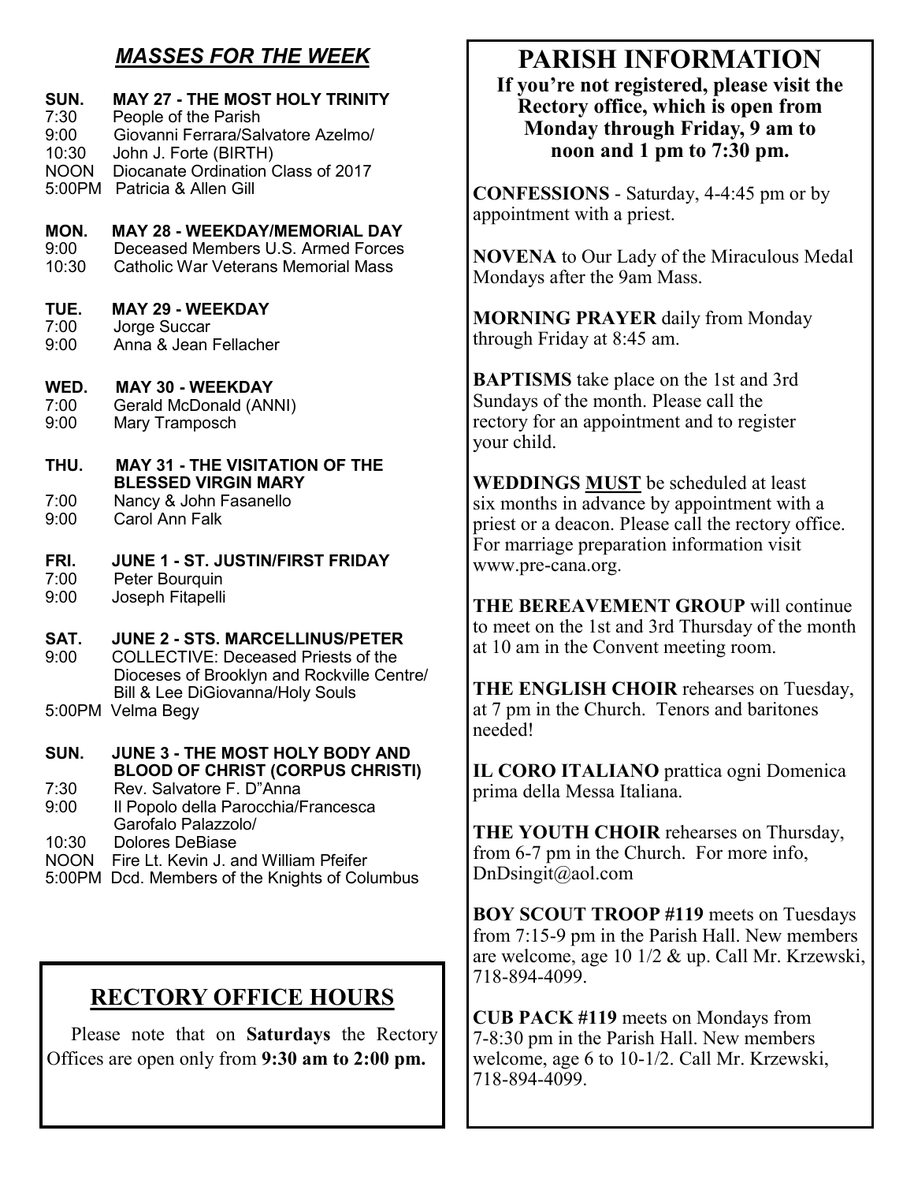## *MASSES FOR THE WEEK*

**SUN. MAY 27 - THE MOST HOLY TRINITY**

7:30 People of the Parish
9:00 Giovanni Ferrara/Salvatore Azelmo/
10:30 John J. Forte (BIRTH)
NOON Diocanate Ordination Class of 2017
5:00PM Patricia & Allen Gill

**MON. MAY 28 - WEEKDAY/MEMORIAL DAY**

9:00 Deceased Members U.S. Armed Forces
10:30 Catholic War Veterans Memorial Mass

**TUE. MAY 29 - WEEKDAY**

7:00 Jorge Succar
9:00 Anna & Jean Fellacher

**WED. MAY 30 - WEEKDAY**

7:00 Gerald McDonald (ANNI)
9:00 Mary Tramposch

**THU. MAY 31 - THE VISITATION OF THE BLESSED VIRGIN MARY**

7:00 Nancy & John Fasanello
9:00 Carol Ann Falk

**FRI. JUNE 1 - ST. JUSTIN/FIRST FRIDAY**

7:00 Peter Bourquin
9:00 Joseph Fitapelli

**SAT. JUNE 2 - STS. MARCELLINUS/PETER**

9:00 COLLECTIVE: Deceased Priests of the Dioceses of Brooklyn and Rockville Centre/ Bill & Lee DiGiovanna/Holy Souls
5:00PM Velma Begy

**SUN. JUNE 3 - THE MOST HOLY BODY AND BLOOD OF CHRIST (CORPUS CHRISTI)**

7:30 Rev. Salvatore F. D"Anna
9:00 Il Popolo della Parocchia/Francesca Garofalo Palazzolo/
10:30 Dolores DeBiase
NOON Fire Lt. Kevin J. and William Pfeifer
5:00PM Dcd. Members of the Knights of Columbus

## RECTORY OFFICE HOURS

Please note that on **Saturdays** the Rectory Offices are open only from **9:30 am to 2:00 pm.**

# PARISH INFORMATION

**If you're not registered, please visit the Rectory office, which is open from Monday through Friday, 9 am to noon and 1 pm to 7:30 pm.**

**CONFESSIONS** - Saturday, 4-4:45 pm or by appointment with a priest.

**NOVENA** to Our Lady of the Miraculous Medal Mondays after the 9am Mass.

**MORNING PRAYER** daily from Monday through Friday at 8:45 am.

**BAPTISMS** take place on the 1st and 3rd Sundays of the month. Please call the rectory for an appointment and to register your child.

**WEDDINGS <u>MUST</u>** be scheduled at least six months in advance by appointment with a priest or a deacon. Please call the rectory office. For marriage preparation information visit www.pre-cana.org.

**THE BEREAVEMENT GROUP** will continue to meet on the 1st and 3rd Thursday of the month at 10 am in the Convent meeting room.

**THE ENGLISH CHOIR** rehearses on Tuesday, at 7 pm in the Church. Tenors and baritones needed!

**IL CORO ITALIANO** prattica ogni Domenica prima della Messa Italiana.

**THE YOUTH CHOIR** rehearses on Thursday, from 6-7 pm in the Church. For more info, DnDsingit@aol.com

**BOY SCOUT TROOP #119** meets on Tuesdays from 7:15-9 pm in the Parish Hall. New members are welcome, age 10 1/2 & up. Call Mr. Krzewski, 718-894-4099.

**CUB PACK #119** meets on Mondays from 7-8:30 pm in the Parish Hall. New members welcome, age 6 to 10-1/2. Call Mr. Krzewski, 718-894-4099.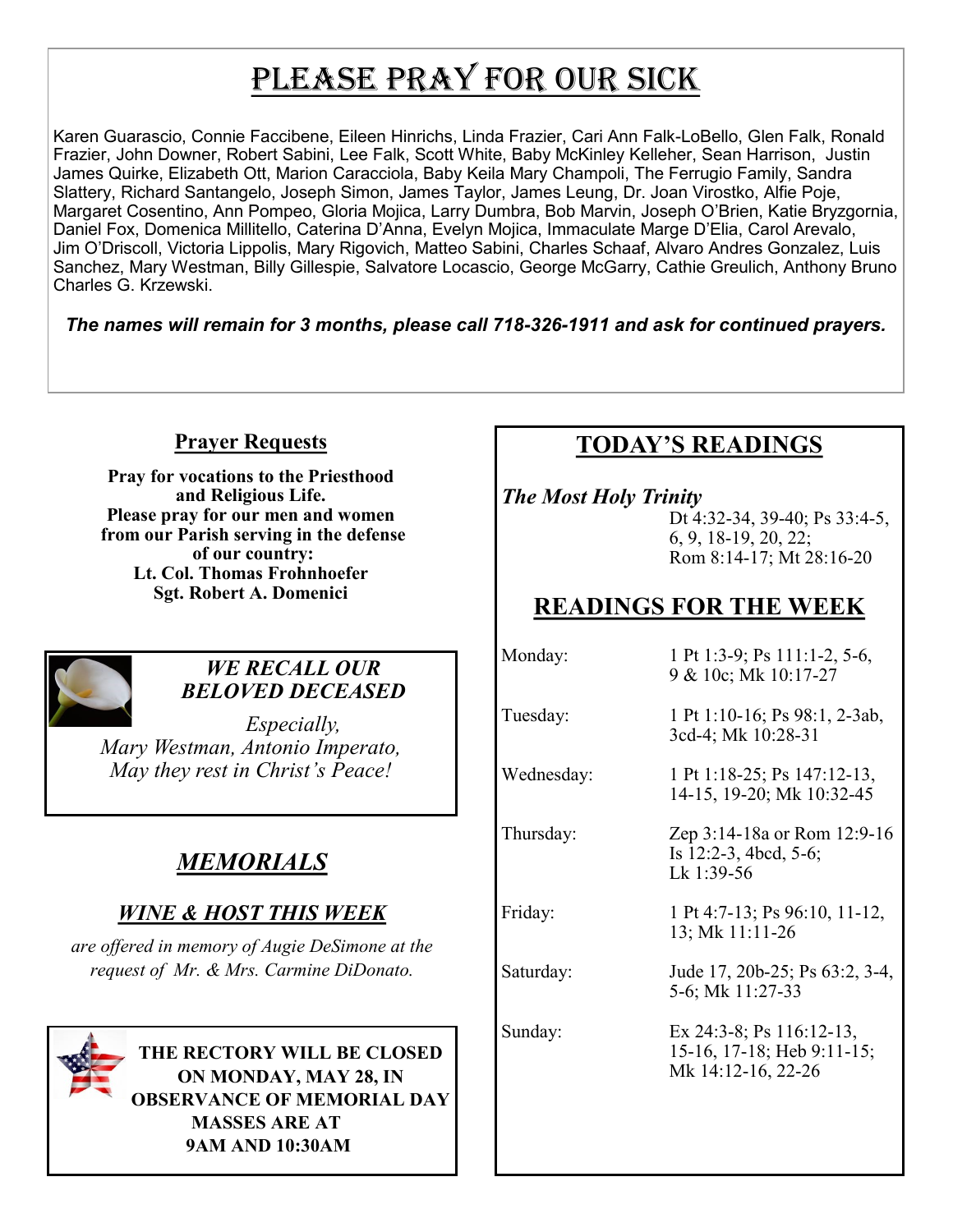# Please Pray for Our Sick

Karen Guarascio, Connie Faccibene, Eileen Hinrichs, Linda Frazier, Cari Ann Falk-LoBello, Glen Falk, Ronald Frazier, John Downer, Robert Sabini, Lee Falk, Scott White, Baby McKinley Kelleher, Sean Harrison, Justin James Quirke, Elizabeth Ott, Marion Caracciola, Baby Keila Mary Champoli, The Ferrugio Family, Sandra Slattery, Richard Santangelo, Joseph Simon, James Taylor, James Leung, Dr. Joan Virostko, Alfie Poje, Margaret Cosentino, Ann Pompeo, Gloria Mojica, Larry Dumbra, Bob Marvin, Joseph O'Brien, Katie Bryzgornia, Daniel Fox, Domenica Millitello, Caterina D'Anna, Evelyn Mojica, Immaculate Marge D'Elia, Carol Arevalo, Jim O'Driscoll, Victoria Lippolis, Mary Rigovich, Matteo Sabini, Charles Schaaf, Alvaro Andres Gonzalez, Luis Sanchez, Mary Westman, Billy Gillespie, Salvatore Locascio, George McGarry, Cathie Greulich, Anthony Bruno Charles G. Krzewski.

***The names will remain for 3 months, please call 718-326-1911 and ask for continued prayers.***

## Prayer Requests

**Pray for vocations to the Priesthood and Religious Life.**
**Please pray for our men and women from our Parish serving in the defense of our country:**
**Lt. Col. Thomas Frohnhoefer**
**Sgt. Robert A. Domenici**

### *WE RECALL OUR BELOVED DECEASED*

*Especially,*
*Mary Westman, Antonio Imperato,*
*May they rest in Christ's Peace!*

## *MEMORIALS*

### *WINE & HOST THIS WEEK*

*are offered in memory of Augie DeSimone at the request of Mr. & Mrs. Carmine DiDonato.*

**THE RECTORY WILL BE CLOSED ON MONDAY, MAY 28, IN OBSERVANCE OF MEMORIAL DAY**
**MASSES ARE AT 9AM AND 10:30AM**

## TODAY'S READINGS

***The Most Holy Trinity***
Dt 4:32-34, 39-40; Ps 33:4-5, 6, 9, 18-19, 20, 22; Rom 8:14-17; Mt 28:16-20

## READINGS FOR THE WEEK

| | |
|---|---|
| Monday: | 1 Pt 1:3-9; Ps 111:1-2, 5-6, 9 & 10c; Mk 10:17-27 |
| Tuesday: | 1 Pt 1:10-16; Ps 98:1, 2-3ab, 3cd-4; Mk 10:28-31 |
| Wednesday: | 1 Pt 1:18-25; Ps 147:12-13, 14-15, 19-20; Mk 10:32-45 |
| Thursday: | Zep 3:14-18a or Rom 12:9-16 Is 12:2-3, 4bcd, 5-6; Lk 1:39-56 |
| Friday: | 1 Pt 4:7-13; Ps 96:10, 11-12, 13; Mk 11:11-26 |
| Saturday: | Jude 17, 20b-25; Ps 63:2, 3-4, 5-6; Mk 11:27-33 |
| Sunday: | Ex 24:3-8; Ps 116:12-13, 15-16, 17-18; Heb 9:11-15; Mk 14:12-16, 22-26 |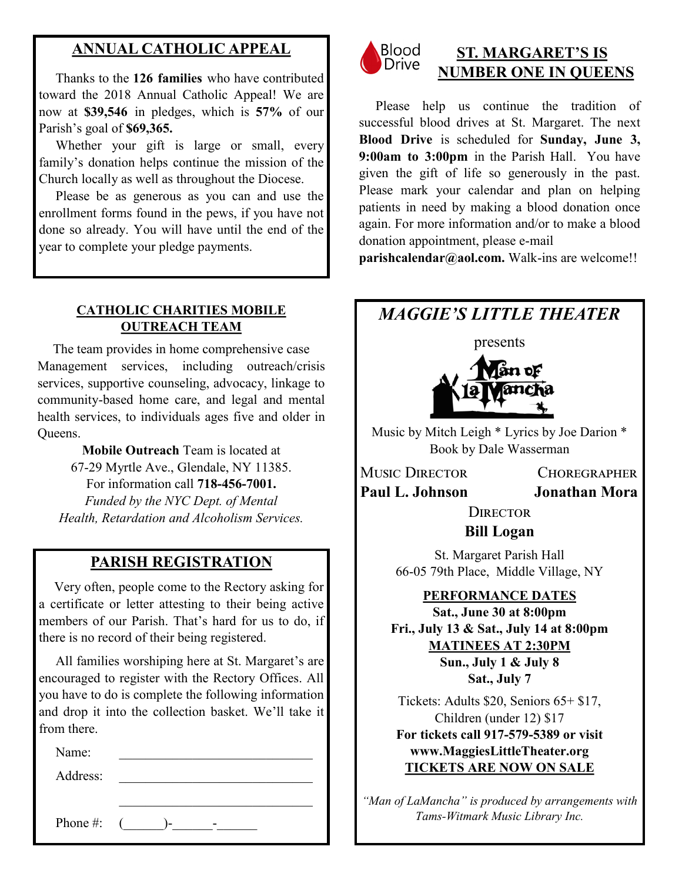## ANNUAL CATHOLIC APPEAL

Thanks to the **126 families** who have contributed toward the 2018 Annual Catholic Appeal! We are now at **$39,546** in pledges, which is **57%** of our Parish's goal of **$69,365.**

Whether your gift is large or small, every family's donation helps continue the mission of the Church locally as well as throughout the Diocese.

Please be as generous as you can and use the enrollment forms found in the pews, if you have not done so already. You will have until the end of the year to complete your pledge payments.

## CATHOLIC CHARITIES MOBILE OUTREACH TEAM

The team provides in home comprehensive case Management services, including outreach/crisis services, supportive counseling, advocacy, linkage to community-based home care, and legal and mental health services, to individuals ages five and older in Queens.

**Mobile Outreach** Team is located at
67-29 Myrtle Ave., Glendale, NY 11385.
For information call **718-456-7001.**
*Funded by the NYC Dept. of Mental Health, Retardation and Alcoholism Services.*

## PARISH REGISTRATION

Very often, people come to the Rectory asking for a certificate or letter attesting to their being active members of our Parish. That's hard for us to do, if there is no record of their being registered.

All families worshiping here at St. Margaret's are encouraged to register with the Rectory Offices. All you have to do is complete the following information and drop it into the collection basket. We'll take it from there.

Name: ______________________________

Address: ______________________________

______________________________

Phone #: (______)-______-______

Blood Drive

## ST. MARGARET'S IS NUMBER ONE IN QUEENS

Please help us continue the tradition of successful blood drives at St. Margaret. The next **Blood Drive** is scheduled for **Sunday, June 3, 9:00am to 3:00pm** in the Parish Hall. You have given the gift of life so generously in the past. Please mark your calendar and plan on helping patients in need by making a blood donation once again. For more information and/or to make a blood donation appointment, please e-mail **parishcalendar@aol.com.** Walk-ins are welcome!!

## *MAGGIE'S LITTLE THEATER*

presents

Man of la Mancha

Music by Mitch Leigh * Lyrics by Joe Darion * Book by Dale Wasserman

MUSIC DIRECTOR **Paul L. Johnson**

CHOREGRAPHER **Jonathan Mora**

DIRECTOR **Bill Logan**

St. Margaret Parish Hall
66-05 79th Place, Middle Village, NY

**PERFORMANCE DATES**

**Sat., June 30 at 8:00pm**
**Fri., July 13 & Sat., July 14 at 8:00pm**

**MATINEES AT 2:30PM**

**Sun., July 1 & July 8**
**Sat., July 7**

Tickets: Adults $20, Seniors 65+ $17, Children (under 12) $17
**For tickets call 917-579-5389 or visit www.MaggiesLittleTheater.org**
**TICKETS ARE NOW ON SALE**

*"Man of LaMancha" is produced by arrangements with Tams-Witmark Music Library Inc.*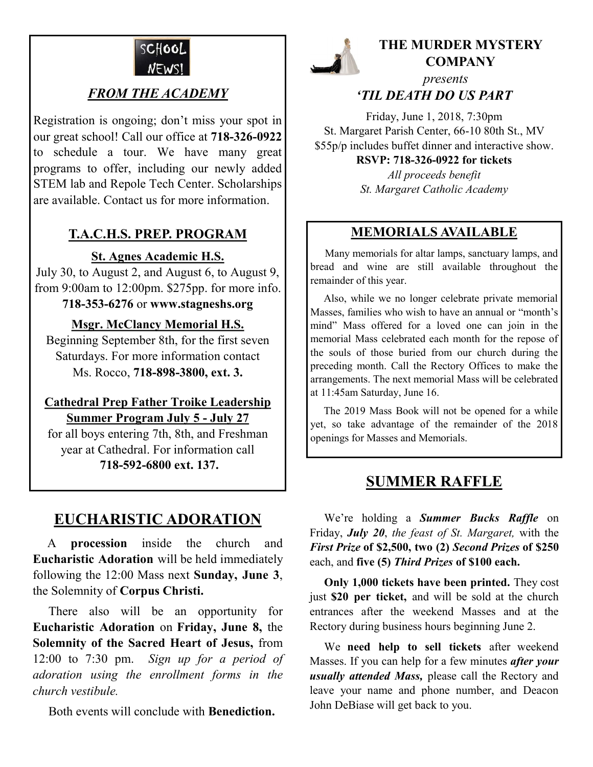SCHOOL NEWS!

### *FROM THE ACADEMY*

Registration is ongoing; don't miss your spot in our great school! Call our office at **718-326-0922** to schedule a tour. We have many great programs to offer, including our newly added STEM lab and Repole Tech Center. Scholarships are available. Contact us for more information.

### T.A.C.H.S. PREP. PROGRAM

**St. Agnes Academic H.S.**

July 30, to August 2, and August 6, to August 9, from 9:00am to 12:00pm. $275pp. for more info. **718-353-6276** or **www.stagneshs.org**

**Msgr. McClancy Memorial H.S.**

Beginning September 8th, for the first seven Saturdays. For more information contact Ms. Rocco, **718-898-3800, ext. 3.**

**Cathedral Prep Father Troike Leadership Summer Program July 5 - July 27**

for all boys entering 7th, 8th, and Freshman year at Cathedral. For information call **718-592-6800 ext. 137.**

## EUCHARISTIC ADORATION

A **procession** inside the church and **Eucharistic Adoration** will be held immediately following the 12:00 Mass next **Sunday, June 3**, the Solemnity of **Corpus Christi.**

There also will be an opportunity for **Eucharistic Adoration** on **Friday, June 8,** the **Solemnity of the Sacred Heart of Jesus,** from 12:00 to 7:30 pm. *Sign up for a period of adoration using the enrollment forms in the church vestibule.*

Both events will conclude with **Benediction.**

### THE MURDER MYSTERY COMPANY

*presents*

### *'TIL DEATH DO US PART*

Friday, June 1, 2018, 7:30pm
St. Margaret Parish Center, 66-10 80th St., MV
$55p/p includes buffet dinner and interactive show.
**RSVP: 718-326-0922 for tickets**
*All proceeds benefit St. Margaret Catholic Academy*

### MEMORIALS AVAILABLE

Many memorials for altar lamps, sanctuary lamps, and bread and wine are still available throughout the remainder of this year.

Also, while we no longer celebrate private memorial Masses, families who wish to have an annual or "month's mind" Mass offered for a loved one can join in the memorial Mass celebrated each month for the repose of the souls of those buried from our church during the preceding month. Call the Rectory Offices to make the arrangements. The next memorial Mass will be celebrated at 11:45am Saturday, June 16.

The 2019 Mass Book will not be opened for a while yet, so take advantage of the remainder of the 2018 openings for Masses and Memorials.

## SUMMER RAFFLE

We're holding a ***Summer Bucks Raffle*** on Friday, ***July 20***, *the feast of St. Margaret,* with the ***First Prize*** **of $2,500, two (2)** ***Second Prizes*** **of $250** each, and **five (5)** ***Third Prizes*** **of $100 each.**

**Only 1,000 tickets have been printed.** They cost just **$20 per ticket,** and will be sold at the church entrances after the weekend Masses and at the Rectory during business hours beginning June 2.

We **need help to sell tickets** after weekend Masses. If you can help for a few minutes ***after your usually attended Mass,*** please call the Rectory and leave your name and phone number, and Deacon John DeBiase will get back to you.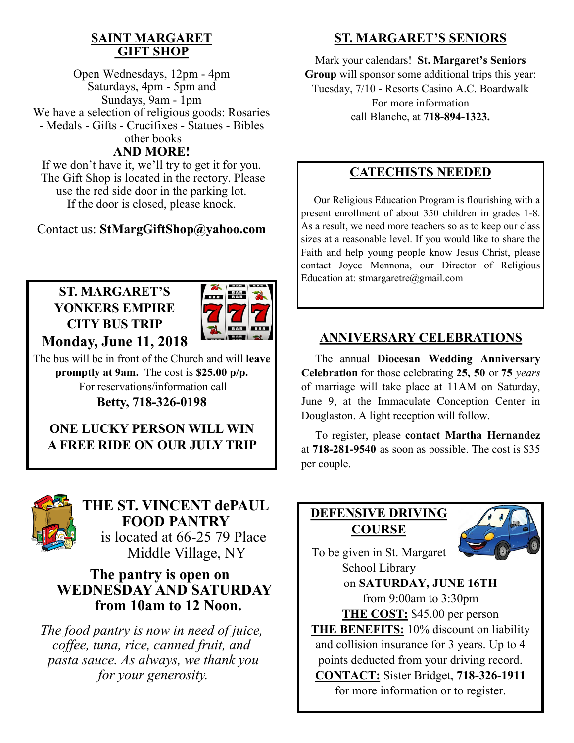## SAINT MARGARET GIFT SHOP

Open Wednesdays, 12pm - 4pm
Saturdays, 4pm - 5pm and
Sundays, 9am - 1pm
We have a selection of religious goods: Rosaries - Medals - Gifts - Crucifixes - Statues - Bibles other books

**AND MORE!**

If we don't have it, we'll try to get it for you. The Gift Shop is located in the rectory. Please use the red side door in the parking lot. If the door is closed, please knock.

Contact us: **StMargGiftShop@yahoo.com**

## ST. MARGARET'S YONKERS EMPIRE CITY BUS TRIP

**Monday, June 11, 2018**

The bus will be in front of the Church and will **leave promptly at 9am.** The cost is **$25.00 p/p.**
For reservations/information call
**Betty, 718-326-0198**

**ONE LUCKY PERSON WILL WIN A FREE RIDE ON OUR JULY TRIP**

## THE ST. VINCENT dePAUL FOOD PANTRY

is located at 66-25 79 Place Middle Village, NY

**The pantry is open on WEDNESDAY AND SATURDAY from 10am to 12 Noon.**

*The food pantry is now in need of juice, coffee, tuna, rice, canned fruit, and pasta sauce. As always, we thank you for your generosity.*

## ST. MARGARET'S SENIORS

Mark your calendars! **St. Margaret's Seniors Group** will sponsor some additional trips this year:
Tuesday, 7/10 - Resorts Casino A.C. Boardwalk
For more information
call Blanche, at **718-894-1323.**

## CATECHISTS NEEDED

Our Religious Education Program is flourishing with a present enrollment of about 350 children in grades 1-8. As a result, we need more teachers so as to keep our class sizes at a reasonable level. If you would like to share the Faith and help young people know Jesus Christ, please contact Joyce Mennona, our Director of Religious Education at: stmargaretre@gmail.com

## ANNIVERSARY CELEBRATIONS

The annual **Diocesan Wedding Anniversary Celebration** for those celebrating **25, 50** or **75** *years* of marriage will take place at 11AM on Saturday, June 9, at the Immaculate Conception Center in Douglaston. A light reception will follow.

To register, please **contact Martha Hernandez** at **718-281-9540** as soon as possible. The cost is $35 per couple.

## DEFENSIVE DRIVING COURSE

To be given in St. Margaret School Library
on **SATURDAY, JUNE 16TH**
from 9:00am to 3:30pm

**THE COST:** $45.00 per person

**THE BENEFITS:** 10% discount on liability and collision insurance for 3 years. Up to 4 points deducted from your driving record.

**CONTACT:** Sister Bridget, **718-326-1911** for more information or to register.